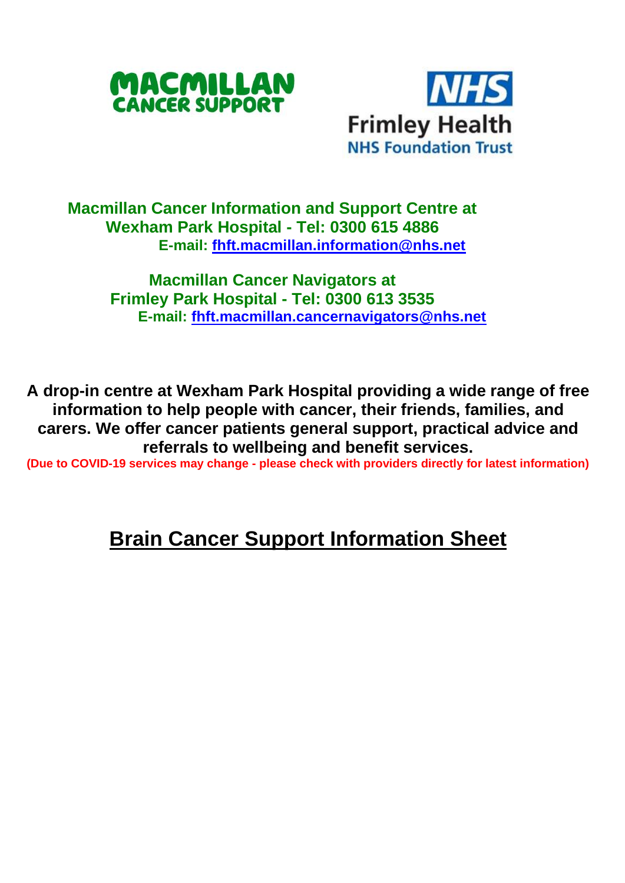MACMILLAN CANCER SUPPORT

NHS Frimley Health NHS Foundation Trust

**Macmillan Cancer Information and Support Centre at Wexham Park Hospital - Tel: 0300 615 4886**
**E-mail: fhft.macmillan.information@nhs.net**

**Macmillan Cancer Navigators at Frimley Park Hospital - Tel: 0300 613 3535**
**E-mail: fhft.macmillan.cancernavigators@nhs.net**

**A drop-in centre at Wexham Park Hospital providing a wide range of free information to help people with cancer, their friends, families, and carers. We offer cancer patients general support, practical advice and referrals to wellbeing and benefit services.**

**(Due to COVID-19 services may change - please check with providers directly for latest information)**

# Brain Cancer Support Information Sheet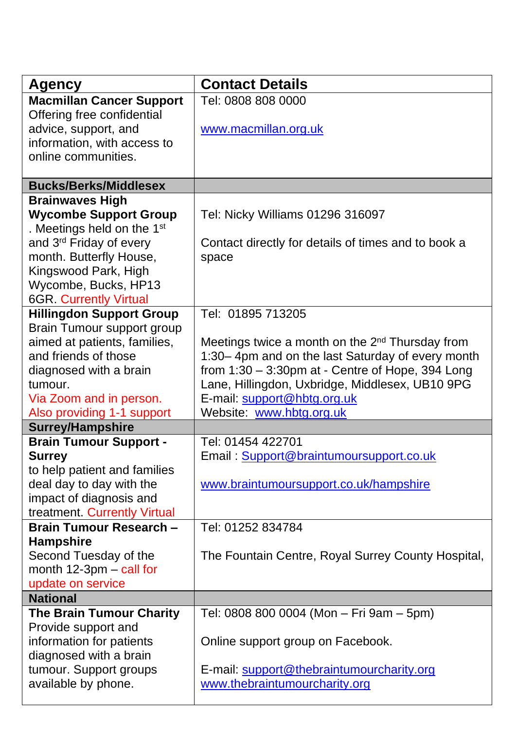| Agency | Contact Details |
|---|---|
| **Macmillan Cancer Support** Offering free confidential advice, support, and information, with access to online communities. | Tel: 0808 808 0000<br><br>www.macmillan.org.uk |
| **Bucks/Berks/Middlesex** | |
| **Brainwaves High Wycombe Support Group** . Meetings held on the 1st and 3rd Friday of every month. Butterfly House, Kingswood Park, High Wycombe, Bucks, HP13 6GR. Currently Virtual | Tel: Nicky Williams 01296 316097<br><br>Contact directly for details of times and to book a space |
| **Hillingdon Support Group** Brain Tumour support group aimed at patients, families, and friends of those diagnosed with a brain tumour.<br>Via Zoom and in person. Also providing 1-1 support | Tel: 01895 713205<br><br>Meetings twice a month on the 2nd Thursday from 1:30– 4pm and on the last Saturday of every month from 1:30 – 3:30pm at - Centre of Hope, 394 Long Lane, Hillingdon, Uxbridge, Middlesex, UB10 9PG<br>E-mail: support@hbtg.org.uk<br>Website: www.hbtg.org.uk |
| **Surrey/Hampshire** | |
| **Brain Tumour Support - Surrey** to help patient and families deal day to day with the impact of diagnosis and treatment. Currently Virtual | Tel: 01454 422701<br>Email : Support@braintumoursupport.co.uk<br><br>www.braintumoursupport.co.uk/hampshire |
| **Brain Tumour Research – Hampshire** Second Tuesday of the month 12-3pm – call for update on service | Tel: 01252 834784<br><br>The Fountain Centre, Royal Surrey County Hospital, |
| **National** | |
| **The Brain Tumour Charity** Provide support and information for patients diagnosed with a brain tumour. Support groups available by phone. | Tel: 0808 800 0004 (Mon – Fri 9am – 5pm)<br><br>Online support group on Facebook.<br><br>E-mail: support@thebraintumourcharity.org<br>www.thebraintumourcharity.org |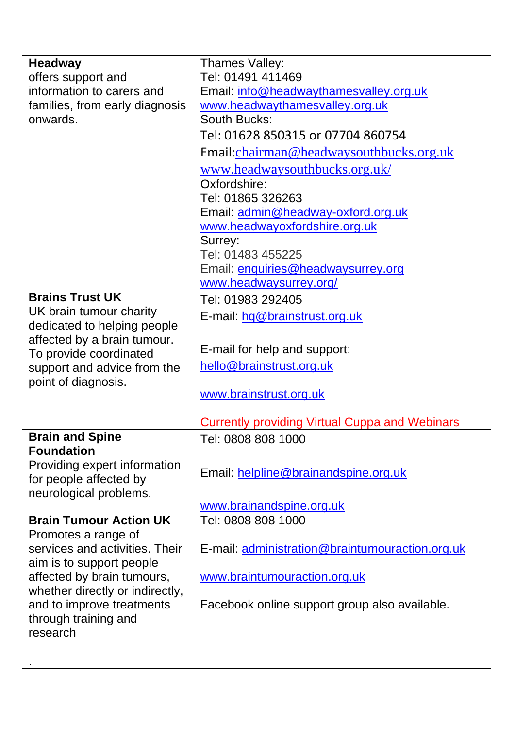| | |
|---|---|
| **Headway**<br>offers support and information to carers and families, from early diagnosis onwards. | Thames Valley:<br>Tel: 01491 411469<br>Email: info@headwaythamesvalley.org.uk<br>www.headwaythamesvalley.org.uk<br>South Bucks:<br>Tel: 01628 850315 or 07704 860754<br>Email:chairman@headwaysouthbucks.org.uk<br>www.headwaysouthbucks.org.uk/<br>Oxfordshire:<br>Tel: 01865 326263<br>Email: admin@headway-oxford.org.uk<br>www.headwayoxfordshire.org.uk<br>Surrey:<br>Tel: 01483 455225<br>Email: enquiries@headwaysurrey.org<br>www.headwaysurrey.org/ |
| **Brains Trust UK**<br>UK brain tumour charity dedicated to helping people affected by a brain tumour. To provide coordinated support and advice from the point of diagnosis. | Tel: 01983 292405<br>E-mail: hq@brainstrust.org.uk<br><br>E-mail for help and support:<br>hello@brainstrust.org.uk<br><br>www.brainstrust.org.uk<br><br>Currently providing Virtual Cuppa and Webinars |
| **Brain and Spine Foundation**<br>Providing expert information for people affected by neurological problems. | Tel: 0808 808 1000<br><br>Email: helpline@brainandspine.org.uk<br><br>www.brainandspine.org.uk |
| **Brain Tumour Action UK**<br>Promotes a range of services and activities. Their aim is to support people affected by brain tumours, whether directly or indirectly, and to improve treatments through training and research<br><br>. | Tel: 0808 808 1000<br><br>E-mail: administration@braintumouraction.org.uk<br><br>www.braintumouraction.org.uk<br><br>Facebook online support group also available. |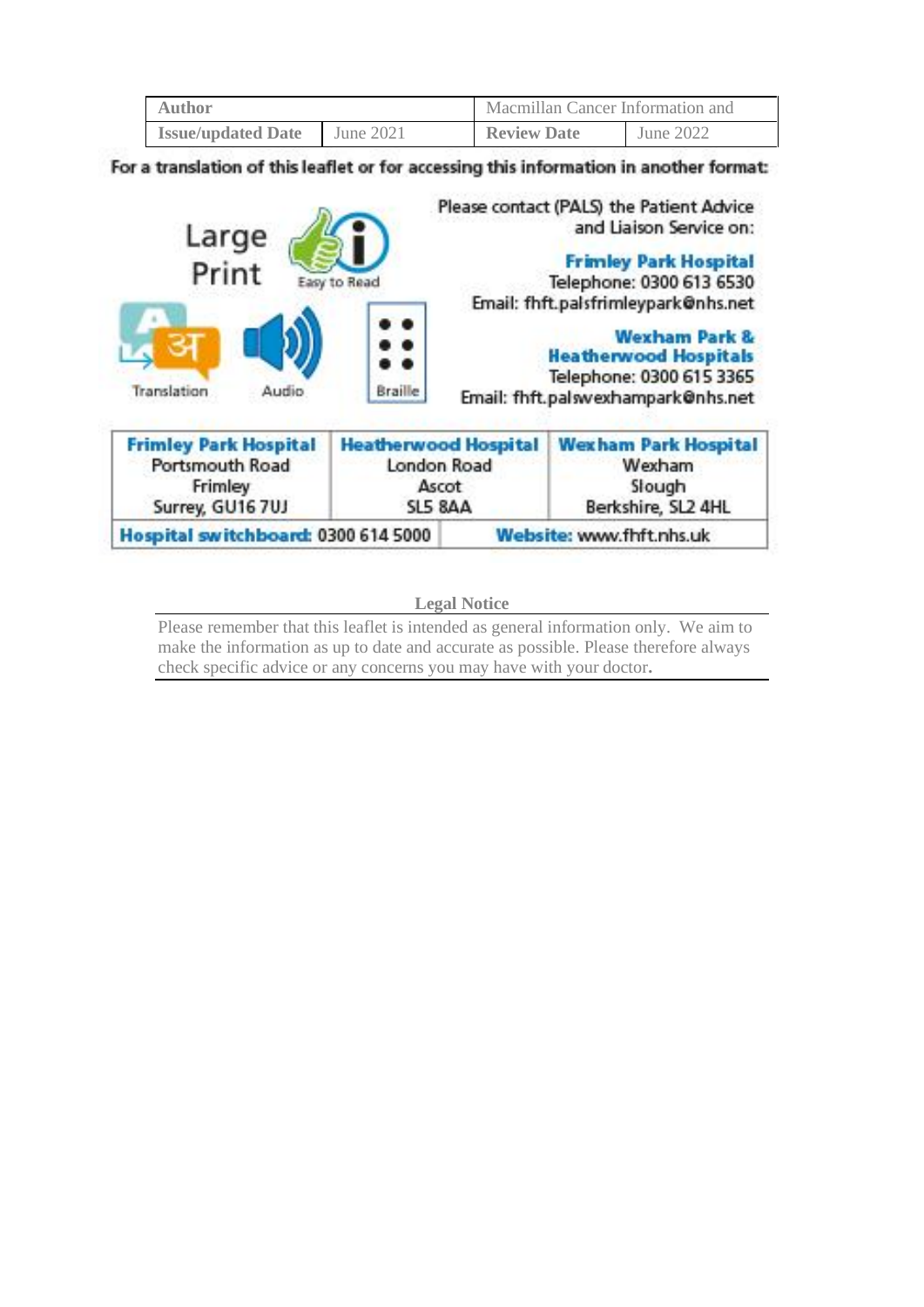| | | | |
|---|---|---|---|
| **Author** | | Macmillan Cancer Information and | |
| **Issue/updated Date** | June 2021 | **Review Date** | June 2022 |

**For a translation of this leaflet or for accessing this information in another format:**

Large Print

Easy to Read

Translation

Audio

Braille

Please contact (PALS) the Patient Advice and Liaison Service on:

**Frimley Park Hospital**
Telephone: 0300 613 6530
Email: fhft.palsfrimleypark@nhs.net

**Wexham Park & Heatherwood Hospitals**
Telephone: 0300 615 3365
Email: fhft.palswexhampark@nhs.net

| **Frimley Park Hospital** | **Heatherwood Hospital** | **Wexham Park Hospital** |
|---|---|---|
| Portsmouth Road<br>Frimley<br>Surrey, GU16 7UJ | London Road<br>Ascot<br>SL5 8AA | Wexham<br>Slough<br>Berkshire, SL2 4HL |
| **Hospital switchboard:** 0300 614 5000 | **Website:** www.fhft.nhs.uk | |

**Legal Notice**

Please remember that this leaflet is intended as general information only. We aim to make the information as up to date and accurate as possible. Please therefore always check specific advice or any concerns you may have with your doctor.